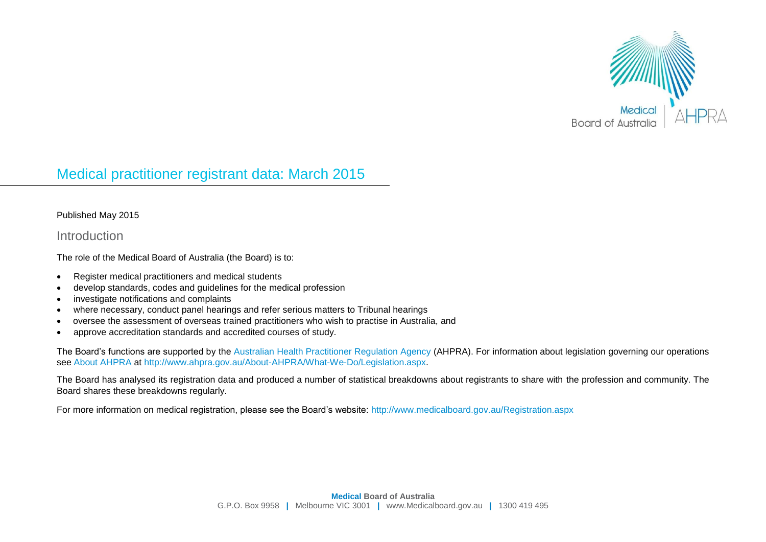# Medical practitioner registrant data: March 2015

Published May 2015

## Introduction

The role of the Medical Board of Australia (the Board) is to:

- Register medical practitioners and medical students
- develop standards, codes and guidelines for the medical profession
- investigate notifications and complaints
- where necessary, conduct panel hearings and refer serious matters to Tribunal hearings
- oversee the assessment of overseas trained practitioners who wish to practise in Australia, and
- approve accreditation standards and accredited courses of study.

The Board's functions are supported by the Australian Health Practitioner Regulation Agency (AHPRA). For information about legislation governing our operations see About AHPRA at http://www.ahpra.gov.au/About-AHPRA/What-We-Do/Legislation.aspx.

The Board has analysed its registration data and produced a number of statistical breakdowns about registrants to share with the profession and community. The Board shares these breakdowns regularly.

For more information on medical registration, please see the Board's website: http://www.medicalboard.gov.au/Registration.aspx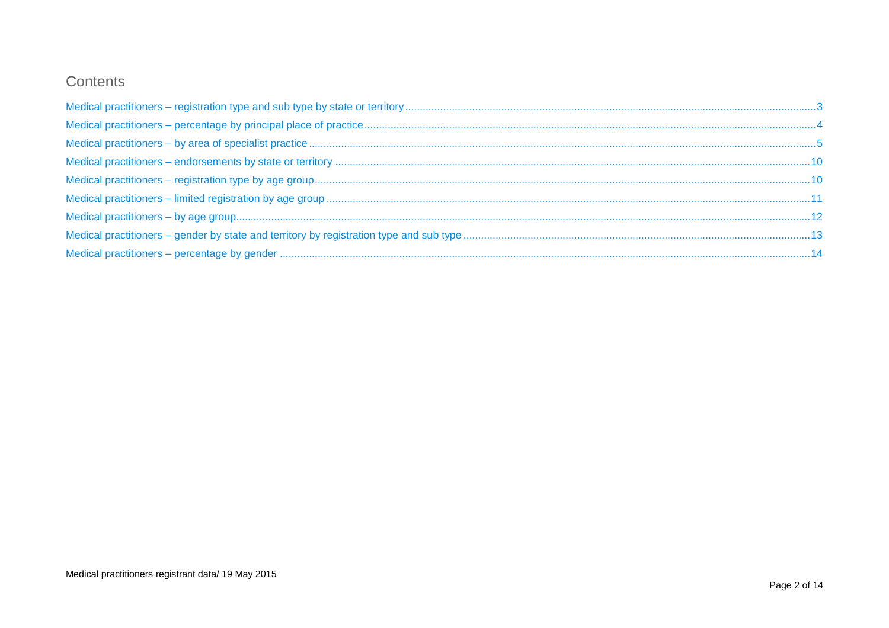## Contents

Medical practitioners – registration type and sub type by state or territory ........ 3

Medical practitioners – percentage by principal place of practice ........ 4

Medical practitioners – by area of specialist practice ........ 5

Medical practitioners – endorsements by state or territory ........ 10

Medical practitioners – registration type by age group ........ 10

Medical practitioners – limited registration by age group ........ 11

Medical practitioners – by age group ........ 12

Medical practitioners – gender by state and territory by registration type and sub type ........ 13

Medical practitioners – percentage by gender ........ 14

Medical practitioners registrant data/ 19 May 2015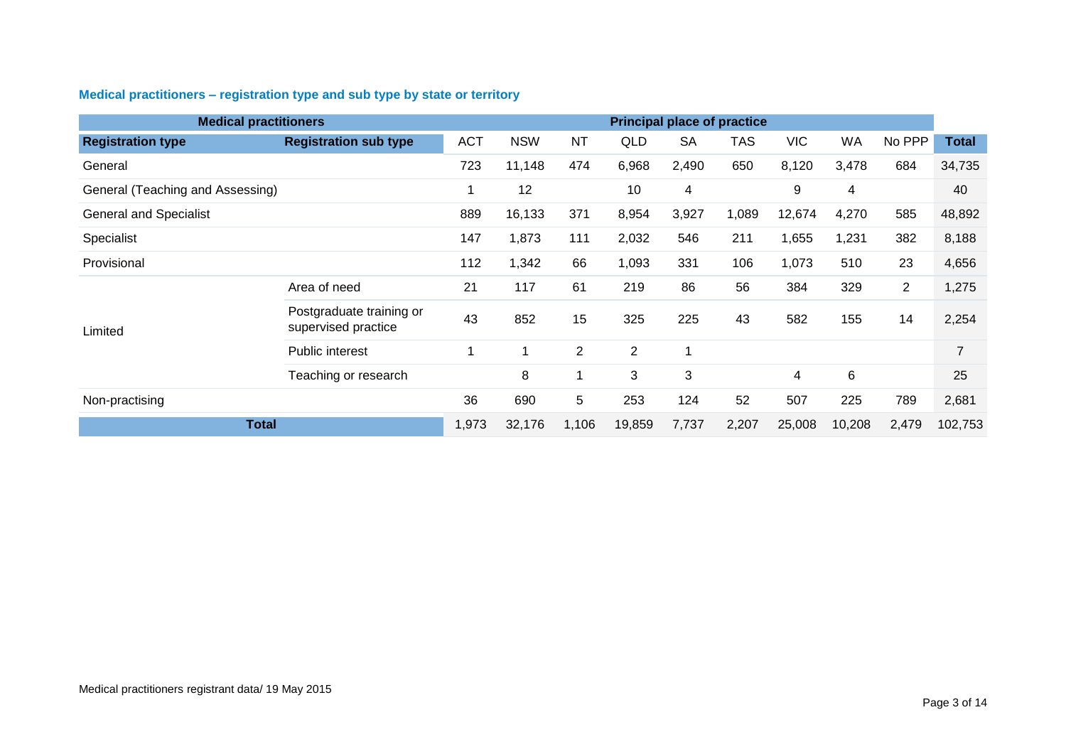### Medical practitioners – registration type and sub type by state or territory

| Medical practitioners | | Principal place of practice | | | | | | | | | |
|---|---|---|---|---|---|---|---|---|---|---|---|
| **Registration type** | **Registration sub type** | ACT | NSW | NT | QLD | SA | TAS | VIC | WA | No PPP | **Total** |
| General | | 723 | 11,148 | 474 | 6,968 | 2,490 | 650 | 8,120 | 3,478 | 684 | 34,735 |
| General (Teaching and Assessing) | | 1 | 12 | | 10 | 4 | | 9 | 4 | | 40 |
| General and Specialist | | 889 | 16,133 | 371 | 8,954 | 3,927 | 1,089 | 12,674 | 4,270 | 585 | 48,892 |
| Specialist | | 147 | 1,873 | 111 | 2,032 | 546 | 211 | 1,655 | 1,231 | 382 | 8,188 |
| Provisional | | 112 | 1,342 | 66 | 1,093 | 331 | 106 | 1,073 | 510 | 23 | 4,656 |
| Limited | Area of need | 21 | 117 | 61 | 219 | 86 | 56 | 384 | 329 | 2 | 1,275 |
| | Postgraduate training or supervised practice | 43 | 852 | 15 | 325 | 225 | 43 | 582 | 155 | 14 | 2,254 |
| | Public interest | 1 | 1 | 2 | 2 | 1 | | | | | 7 |
| | Teaching or research | | 8 | 1 | 3 | 3 | | 4 | 6 | | 25 |
| Non-practising | | 36 | 690 | 5 | 253 | 124 | 52 | 507 | 225 | 789 | 2,681 |
| **Total** | | 1,973 | 32,176 | 1,106 | 19,859 | 7,737 | 2,207 | 25,008 | 10,208 | 2,479 | 102,753 |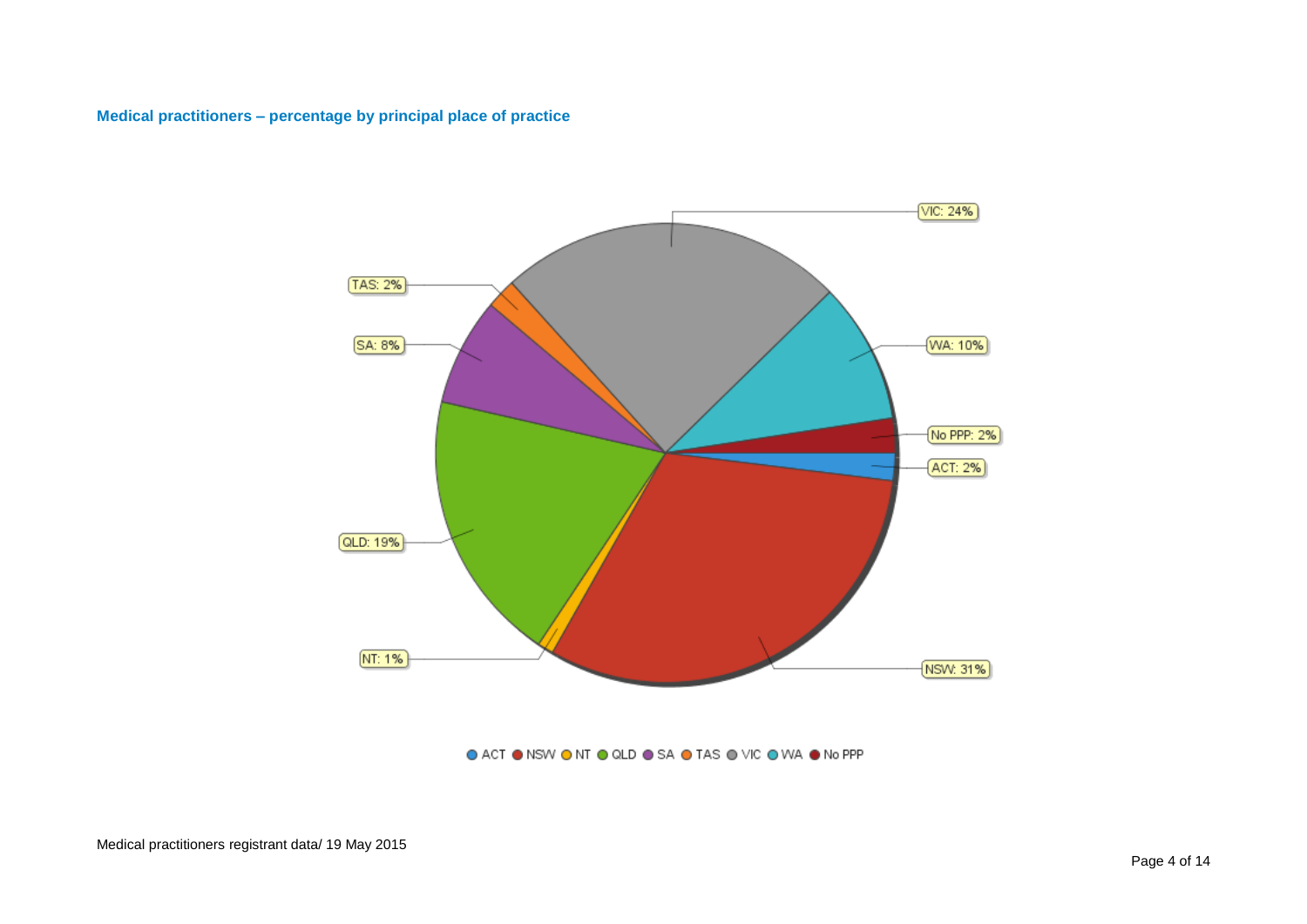### Medical practitioners – percentage by principal place of practice

| Principal place of practice | Percentage |
| --- | --- |
| ACT | 2% |
| NSW | 31% |
| NT | 1% |
| QLD | 19% |
| SA | 8% |
| TAS | 2% |
| VIC | 24% |
| WA | 10% |
| No PPP | 2% |

Medical practitioners registrant data/ 19 May 2015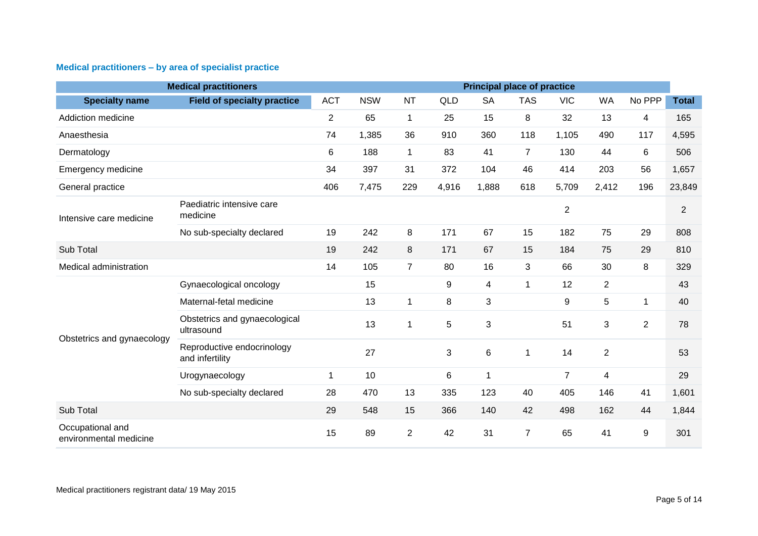### Medical practitioners – by area of specialist practice

| Medical practitioners | | Principal place of practice | | | | | | | | | |
|---|---|---|---|---|---|---|---|---|---|---|---|
| **Specialty name** | **Field of specialty practice** | **ACT** | **NSW** | **NT** | **QLD** | **SA** | **TAS** | **VIC** | **WA** | **No PPP** | **Total** |
| Addiction medicine | | 2 | 65 | 1 | 25 | 15 | 8 | 32 | 13 | 4 | 165 |
| Anaesthesia | | 74 | 1,385 | 36 | 910 | 360 | 118 | 1,105 | 490 | 117 | 4,595 |
| Dermatology | | 6 | 188 | 1 | 83 | 41 | 7 | 130 | 44 | 6 | 506 |
| Emergency medicine | | 34 | 397 | 31 | 372 | 104 | 46 | 414 | 203 | 56 | 1,657 |
| General practice | | 406 | 7,475 | 229 | 4,916 | 1,888 | 618 | 5,709 | 2,412 | 196 | 23,849 |
| Intensive care medicine | Paediatric intensive care medicine | | | | | | | 2 | | | 2 |
| | No sub-specialty declared | 19 | 242 | 8 | 171 | 67 | 15 | 182 | 75 | 29 | 808 |
| Sub Total | | 19 | 242 | 8 | 171 | 67 | 15 | 184 | 75 | 29 | 810 |
| Medical administration | | 14 | 105 | 7 | 80 | 16 | 3 | 66 | 30 | 8 | 329 |
| Obstetrics and gynaecology | Gynaecological oncology | | 15 | | 9 | 4 | 1 | 12 | 2 | | 43 |
| | Maternal-fetal medicine | | 13 | 1 | 8 | 3 | | 9 | 5 | 1 | 40 |
| | Obstetrics and gynaecological ultrasound | | 13 | 1 | 5 | 3 | | 51 | 3 | 2 | 78 |
| | Reproductive endocrinology and infertility | | 27 | | 3 | 6 | 1 | 14 | 2 | | 53 |
| | Urogynaecology | 1 | 10 | | 6 | 1 | | 7 | 4 | | 29 |
| | No sub-specialty declared | 28 | 470 | 13 | 335 | 123 | 40 | 405 | 146 | 41 | 1,601 |
| Sub Total | | 29 | 548 | 15 | 366 | 140 | 42 | 498 | 162 | 44 | 1,844 |
| Occupational and environmental medicine | | 15 | 89 | 2 | 42 | 31 | 7 | 65 | 41 | 9 | 301 |

Medical practitioners registrant data/ 19 May 2015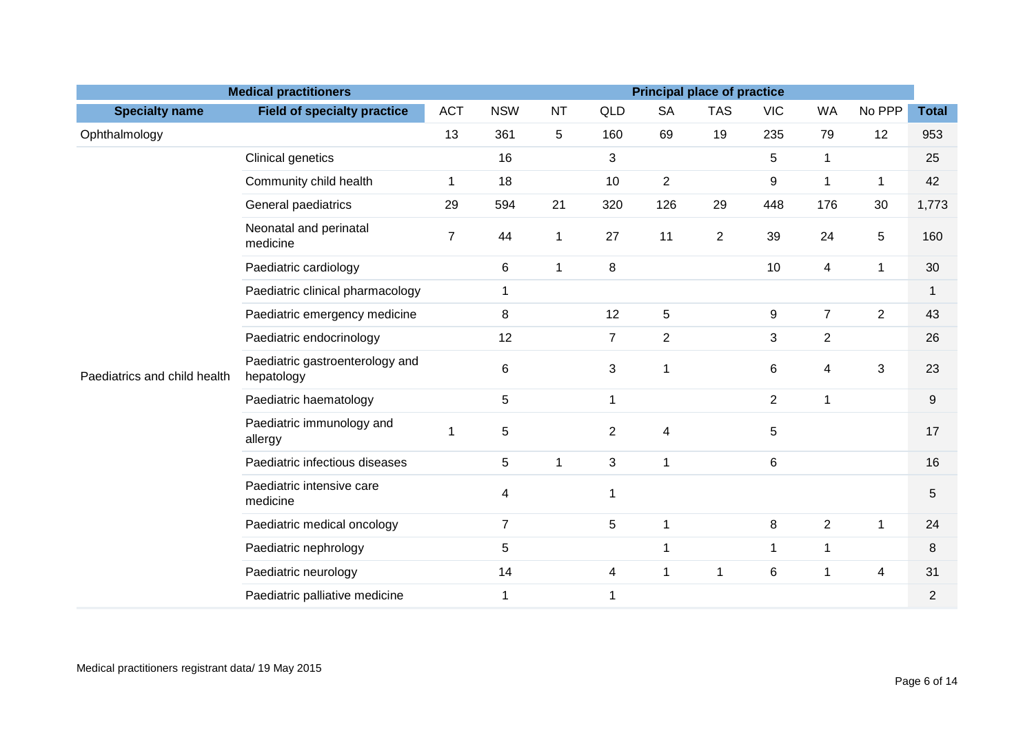| Medical practitioners | | Principal place of practice | | | | | | | | | |
|---|---|---|---|---|---|---|---|---|---|---|---|
| **Specialty name** | **Field of specialty practice** | ACT | NSW | NT | QLD | SA | TAS | VIC | WA | No PPP | **Total** |
| Ophthalmology | | 13 | 361 | 5 | 160 | 69 | 19 | 235 | 79 | 12 | 953 |
| Paediatrics and child health | Clinical genetics | | 16 | | 3 | | | 5 | 1 | | 25 |
| | Community child health | 1 | 18 | | 10 | 2 | | 9 | 1 | 1 | 42 |
| | General paediatrics | 29 | 594 | 21 | 320 | 126 | 29 | 448 | 176 | 30 | 1,773 |
| | Neonatal and perinatal medicine | 7 | 44 | 1 | 27 | 11 | 2 | 39 | 24 | 5 | 160 |
| | Paediatric cardiology | | 6 | 1 | 8 | | | 10 | 4 | 1 | 30 |
| | Paediatric clinical pharmacology | | 1 | | | | | | | | 1 |
| | Paediatric emergency medicine | | 8 | | 12 | 5 | | 9 | 7 | 2 | 43 |
| | Paediatric endocrinology | | 12 | | 7 | 2 | | 3 | 2 | | 26 |
| | Paediatric gastroenterology and hepatology | | 6 | | 3 | 1 | | 6 | 4 | 3 | 23 |
| | Paediatric haematology | | 5 | | 1 | | | 2 | 1 | | 9 |
| | Paediatric immunology and allergy | 1 | 5 | | 2 | 4 | | 5 | | | 17 |
| | Paediatric infectious diseases | | 5 | 1 | 3 | 1 | | 6 | | | 16 |
| | Paediatric intensive care medicine | | 4 | | 1 | | | | | | 5 |
| | Paediatric medical oncology | | 7 | | 5 | 1 | | 8 | 2 | 1 | 24 |
| | Paediatric nephrology | | 5 | | | 1 | | 1 | 1 | | 8 |
| | Paediatric neurology | | 14 | | 4 | 1 | 1 | 6 | 1 | 4 | 31 |
| | Paediatric palliative medicine | | 1 | | 1 | | | | | | 2 |

Medical practitioners registrant data/ 19 May 2015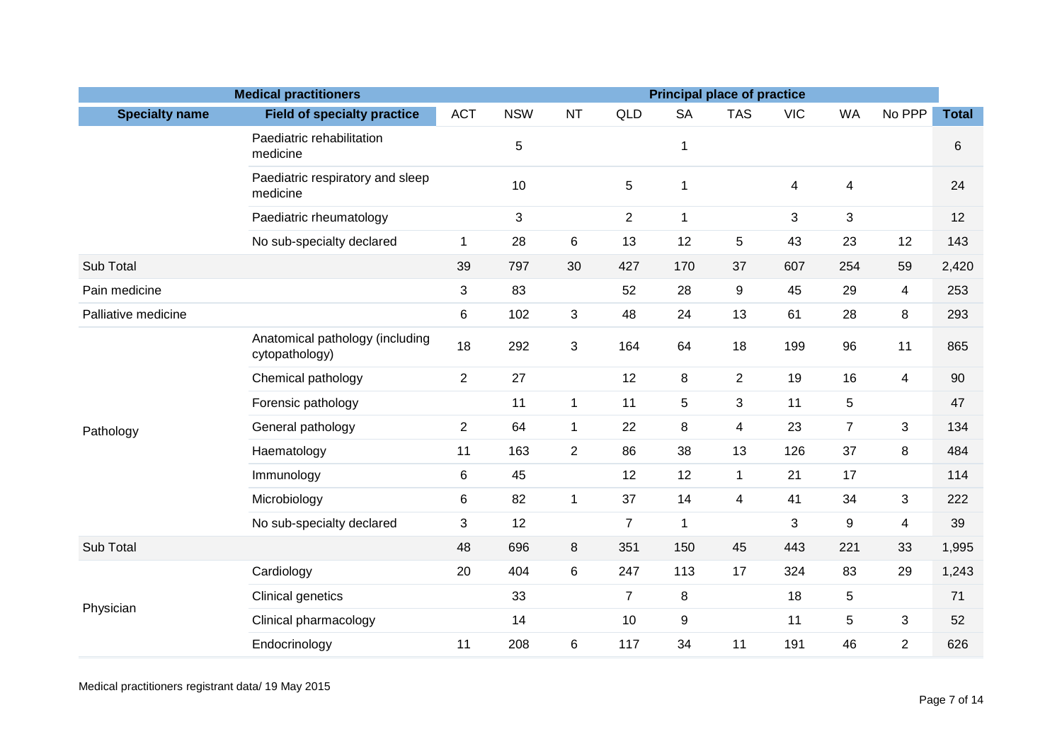| Medical practitioners | | Principal place of practice | | | | | | | | | |
|---|---|---|---|---|---|---|---|---|---|---|---|
| **Specialty name** | **Field of specialty practice** | ACT | NSW | NT | QLD | SA | TAS | VIC | WA | No PPP | **Total** |
| | Paediatric rehabilitation medicine | | 5 | | | 1 | | | | | 6 |
| | Paediatric respiratory and sleep medicine | | 10 | | 5 | 1 | | 4 | 4 | | 24 |
| | Paediatric rheumatology | | 3 | | 2 | 1 | | 3 | 3 | | 12 |
| | No sub-specialty declared | 1 | 28 | 6 | 13 | 12 | 5 | 43 | 23 | 12 | 143 |
| Sub Total | | 39 | 797 | 30 | 427 | 170 | 37 | 607 | 254 | 59 | 2,420 |
| Pain medicine | | 3 | 83 | | 52 | 28 | 9 | 45 | 29 | 4 | 253 |
| Palliative medicine | | 6 | 102 | 3 | 48 | 24 | 13 | 61 | 28 | 8 | 293 |
| Pathology | Anatomical pathology (including cytopathology) | 18 | 292 | 3 | 164 | 64 | 18 | 199 | 96 | 11 | 865 |
| | Chemical pathology | 2 | 27 | | 12 | 8 | 2 | 19 | 16 | 4 | 90 |
| | Forensic pathology | | 11 | 1 | 11 | 5 | 3 | 11 | 5 | | 47 |
| | General pathology | 2 | 64 | 1 | 22 | 8 | 4 | 23 | 7 | 3 | 134 |
| | Haematology | 11 | 163 | 2 | 86 | 38 | 13 | 126 | 37 | 8 | 484 |
| | Immunology | 6 | 45 | | 12 | 12 | 1 | 21 | 17 | | 114 |
| | Microbiology | 6 | 82 | 1 | 37 | 14 | 4 | 41 | 34 | 3 | 222 |
| | No sub-specialty declared | 3 | 12 | | 7 | 1 | | 3 | 9 | 4 | 39 |
| Sub Total | | 48 | 696 | 8 | 351 | 150 | 45 | 443 | 221 | 33 | 1,995 |
| Physician | Cardiology | 20 | 404 | 6 | 247 | 113 | 17 | 324 | 83 | 29 | 1,243 |
| | Clinical genetics | | 33 | | 7 | 8 | | 18 | 5 | | 71 |
| | Clinical pharmacology | | 14 | | 10 | 9 | | 11 | 5 | 3 | 52 |
| | Endocrinology | 11 | 208 | 6 | 117 | 34 | 11 | 191 | 46 | 2 | 626 |

Medical practitioners registrant data/ 19 May 2015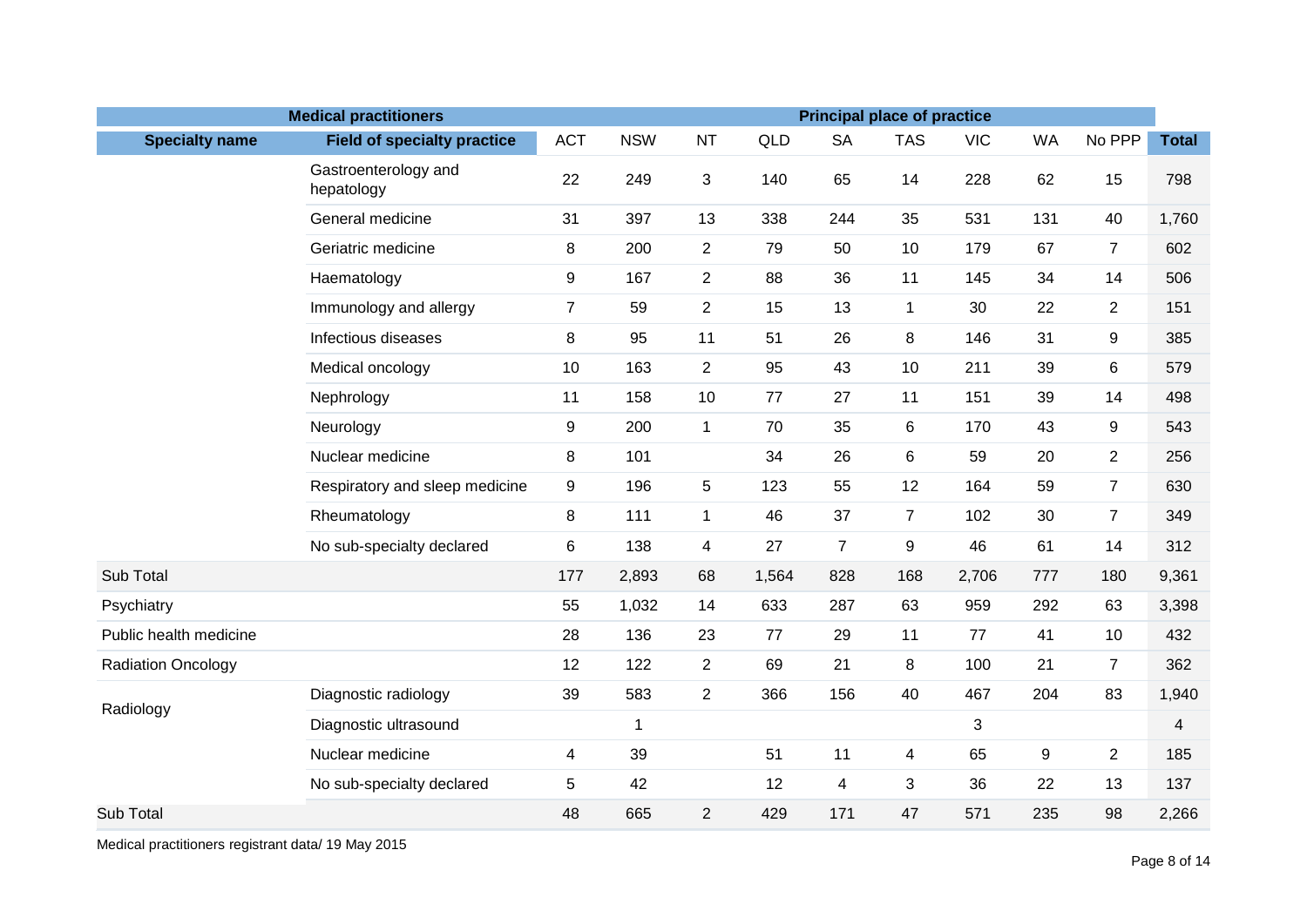| Medical practitioners | | Principal place of practice | | | | | | | | | |
|---|---|---|---|---|---|---|---|---|---|---|---|
| **Specialty name** | **Field of specialty practice** | ACT | NSW | NT | QLD | SA | TAS | VIC | WA | No PPP | **Total** |
| | Gastroenterology and hepatology | 22 | 249 | 3 | 140 | 65 | 14 | 228 | 62 | 15 | 798 |
| | General medicine | 31 | 397 | 13 | 338 | 244 | 35 | 531 | 131 | 40 | 1,760 |
| | Geriatric medicine | 8 | 200 | 2 | 79 | 50 | 10 | 179 | 67 | 7 | 602 |
| | Haematology | 9 | 167 | 2 | 88 | 36 | 11 | 145 | 34 | 14 | 506 |
| | Immunology and allergy | 7 | 59 | 2 | 15 | 13 | 1 | 30 | 22 | 2 | 151 |
| | Infectious diseases | 8 | 95 | 11 | 51 | 26 | 8 | 146 | 31 | 9 | 385 |
| | Medical oncology | 10 | 163 | 2 | 95 | 43 | 10 | 211 | 39 | 6 | 579 |
| | Nephrology | 11 | 158 | 10 | 77 | 27 | 11 | 151 | 39 | 14 | 498 |
| | Neurology | 9 | 200 | 1 | 70 | 35 | 6 | 170 | 43 | 9 | 543 |
| | Nuclear medicine | 8 | 101 | | 34 | 26 | 6 | 59 | 20 | 2 | 256 |
| | Respiratory and sleep medicine | 9 | 196 | 5 | 123 | 55 | 12 | 164 | 59 | 7 | 630 |
| | Rheumatology | 8 | 111 | 1 | 46 | 37 | 7 | 102 | 30 | 7 | 349 |
| | No sub-specialty declared | 6 | 138 | 4 | 27 | 7 | 9 | 46 | 61 | 14 | 312 |
| Sub Total | | 177 | 2,893 | 68 | 1,564 | 828 | 168 | 2,706 | 777 | 180 | 9,361 |
| Psychiatry | | 55 | 1,032 | 14 | 633 | 287 | 63 | 959 | 292 | 63 | 3,398 |
| Public health medicine | | 28 | 136 | 23 | 77 | 29 | 11 | 77 | 41 | 10 | 432 |
| Radiation Oncology | | 12 | 122 | 2 | 69 | 21 | 8 | 100 | 21 | 7 | 362 |
| Radiology | Diagnostic radiology | 39 | 583 | 2 | 366 | 156 | 40 | 467 | 204 | 83 | 1,940 |
| | Diagnostic ultrasound | | 1 | | | | | 3 | | | 4 |
| | Nuclear medicine | 4 | 39 | | 51 | 11 | 4 | 65 | 9 | 2 | 185 |
| | No sub-specialty declared | 5 | 42 | | 12 | 4 | 3 | 36 | 22 | 13 | 137 |
| Sub Total | | 48 | 665 | 2 | 429 | 171 | 47 | 571 | 235 | 98 | 2,266 |

Medical practitioners registrant data/ 19 May 2015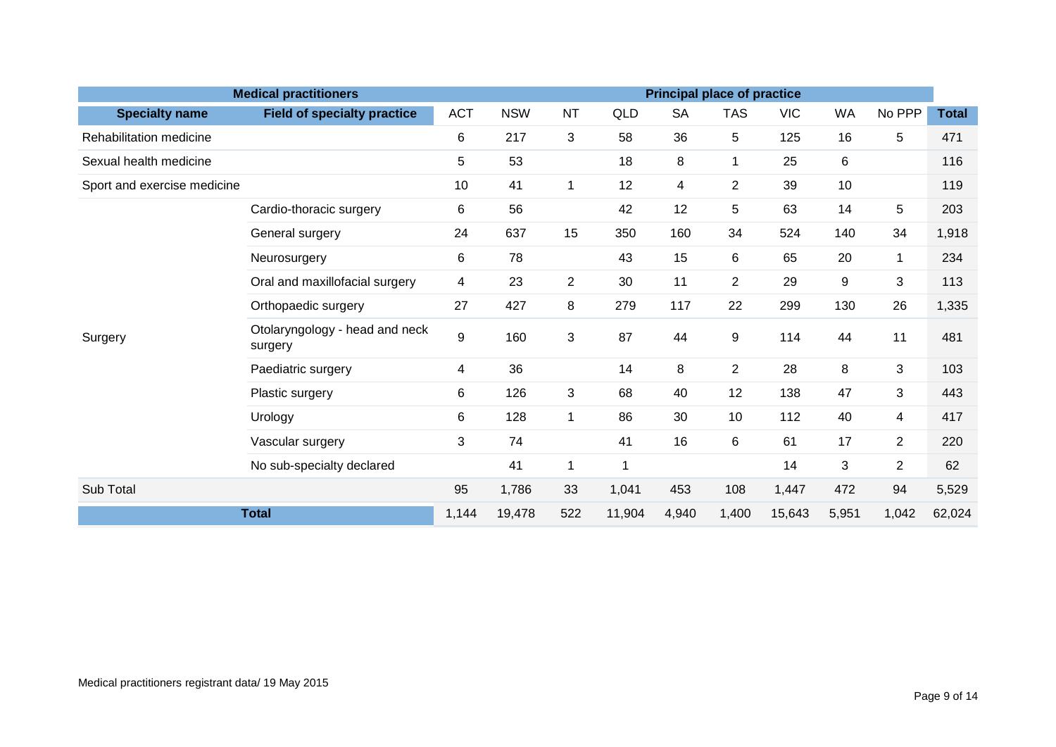| Medical practitioners | | Principal place of practice | | | | | | | | | |
|---|---|---|---|---|---|---|---|---|---|---|---|
| **Specialty name** | **Field of specialty practice** | ACT | NSW | NT | QLD | SA | TAS | VIC | WA | No PPP | **Total** |
| Rehabilitation medicine | | 6 | 217 | 3 | 58 | 36 | 5 | 125 | 16 | 5 | 471 |
| Sexual health medicine | | 5 | 53 | | 18 | 8 | 1 | 25 | 6 | | 116 |
| Sport and exercise medicine | | 10 | 41 | 1 | 12 | 4 | 2 | 39 | 10 | | 119 |
| Surgery | Cardio-thoracic surgery | 6 | 56 | | 42 | 12 | 5 | 63 | 14 | 5 | 203 |
| | General surgery | 24 | 637 | 15 | 350 | 160 | 34 | 524 | 140 | 34 | 1,918 |
| | Neurosurgery | 6 | 78 | | 43 | 15 | 6 | 65 | 20 | 1 | 234 |
| | Oral and maxillofacial surgery | 4 | 23 | 2 | 30 | 11 | 2 | 29 | 9 | 3 | 113 |
| | Orthopaedic surgery | 27 | 427 | 8 | 279 | 117 | 22 | 299 | 130 | 26 | 1,335 |
| | Otolaryngology - head and neck surgery | 9 | 160 | 3 | 87 | 44 | 9 | 114 | 44 | 11 | 481 |
| | Paediatric surgery | 4 | 36 | | 14 | 8 | 2 | 28 | 8 | 3 | 103 |
| | Plastic surgery | 6 | 126 | 3 | 68 | 40 | 12 | 138 | 47 | 3 | 443 |
| | Urology | 6 | 128 | 1 | 86 | 30 | 10 | 112 | 40 | 4 | 417 |
| | Vascular surgery | 3 | 74 | | 41 | 16 | 6 | 61 | 17 | 2 | 220 |
| | No sub-specialty declared | | 41 | 1 | 1 | | | 14 | 3 | 2 | 62 |
| Sub Total | | 95 | 1,786 | 33 | 1,041 | 453 | 108 | 1,447 | 472 | 94 | 5,529 |
| **Total** | | 1,144 | 19,478 | 522 | 11,904 | 4,940 | 1,400 | 15,643 | 5,951 | 1,042 | 62,024 |

Medical practitioners registrant data/ 19 May 2015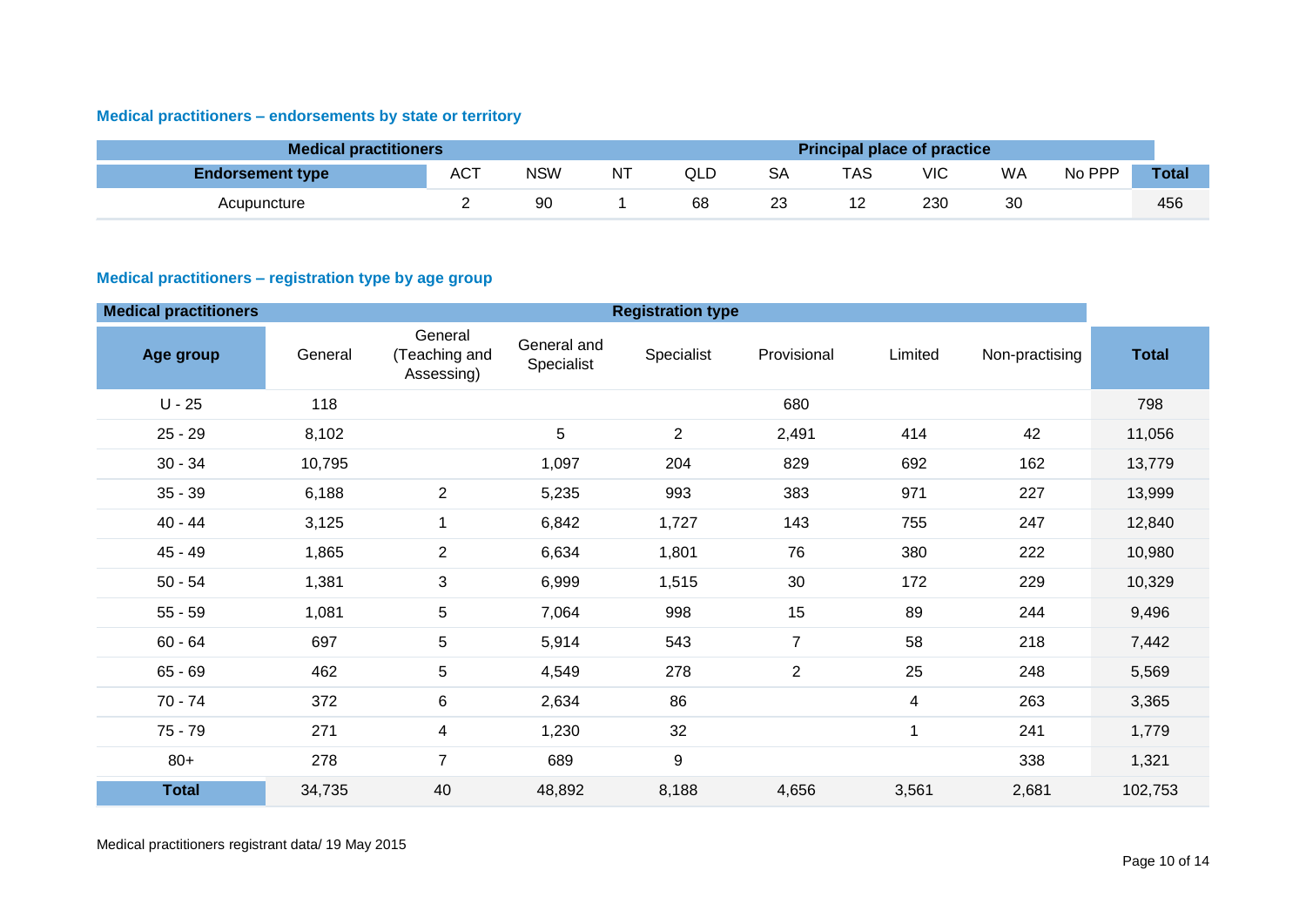### Medical practitioners – endorsements by state or territory

| Medical practitioners | Principal place of practice | | | | | | | | | |
|---|---|---|---|---|---|---|---|---|---|---|
| Endorsement type | ACT | NSW | NT | QLD | SA | TAS | VIC | WA | No PPP | Total |
| Acupuncture | 2 | 90 | 1 | 68 | 23 | 12 | 230 | 30 | | 456 |

### Medical practitioners – registration type by age group

| Medical practitioners | Registration type | | | | | | | |
|---|---|---|---|---|---|---|---|---|
| Age group | General | General (Teaching and Assessing) | General and Specialist | Specialist | Provisional | Limited | Non-practising | Total |
| U - 25 | 118 | | | | 680 | | | 798 |
| 25 - 29 | 8,102 | | 5 | 2 | 2,491 | 414 | 42 | 11,056 |
| 30 - 34 | 10,795 | | 1,097 | 204 | 829 | 692 | 162 | 13,779 |
| 35 - 39 | 6,188 | 2 | 5,235 | 993 | 383 | 971 | 227 | 13,999 |
| 40 - 44 | 3,125 | 1 | 6,842 | 1,727 | 143 | 755 | 247 | 12,840 |
| 45 - 49 | 1,865 | 2 | 6,634 | 1,801 | 76 | 380 | 222 | 10,980 |
| 50 - 54 | 1,381 | 3 | 6,999 | 1,515 | 30 | 172 | 229 | 10,329 |
| 55 - 59 | 1,081 | 5 | 7,064 | 998 | 15 | 89 | 244 | 9,496 |
| 60 - 64 | 697 | 5 | 5,914 | 543 | 7 | 58 | 218 | 7,442 |
| 65 - 69 | 462 | 5 | 4,549 | 278 | 2 | 25 | 248 | 5,569 |
| 70 - 74 | 372 | 6 | 2,634 | 86 | | 4 | 263 | 3,365 |
| 75 - 79 | 271 | 4 | 1,230 | 32 | | 1 | 241 | 1,779 |
| 80+ | 278 | 7 | 689 | 9 | | | 338 | 1,321 |
| Total | 34,735 | 40 | 48,892 | 8,188 | 4,656 | 3,561 | 2,681 | 102,753 |

Medical practitioners registrant data/ 19 May 2015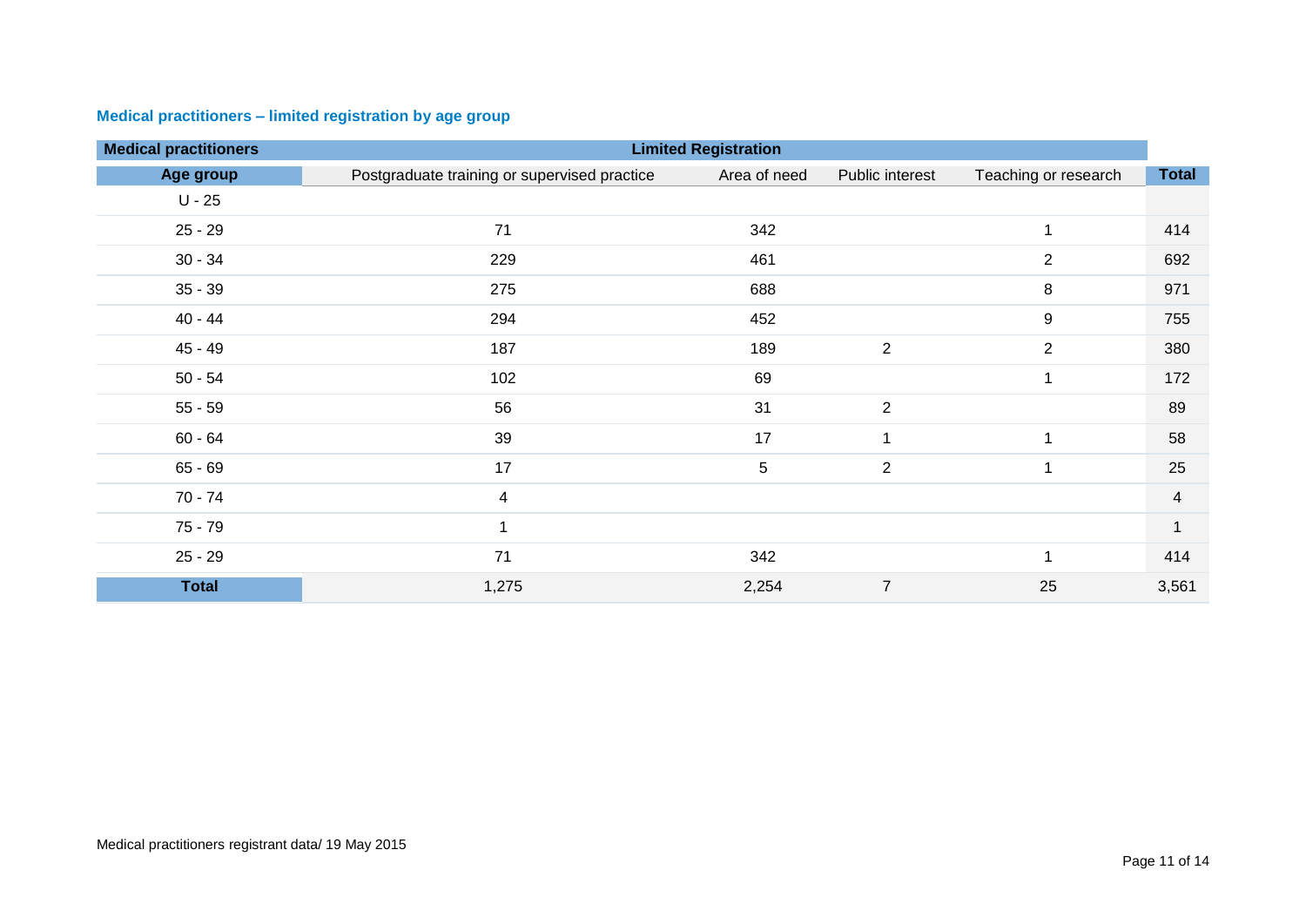### Medical practitioners – limited registration by age group

| Medical practitioners | Limited Registration | | | | |
|---|---|---|---|---|---|
| Age group | Postgraduate training or supervised practice | Area of need | Public interest | Teaching or research | Total |
| U - 25 | | | | | |
| 25 - 29 | 71 | 342 | | 1 | 414 |
| 30 - 34 | 229 | 461 | | 2 | 692 |
| 35 - 39 | 275 | 688 | | 8 | 971 |
| 40 - 44 | 294 | 452 | | 9 | 755 |
| 45 - 49 | 187 | 189 | 2 | 2 | 380 |
| 50 - 54 | 102 | 69 | | 1 | 172 |
| 55 - 59 | 56 | 31 | 2 | | 89 |
| 60 - 64 | 39 | 17 | 1 | 1 | 58 |
| 65 - 69 | 17 | 5 | 2 | 1 | 25 |
| 70 - 74 | 4 | | | | 4 |
| 75 - 79 | 1 | | | | 1 |
| 25 - 29 | 71 | 342 | | 1 | 414 |
| **Total** | 1,275 | 2,254 | 7 | 25 | 3,561 |

Medical practitioners registrant data/ 19 May 2015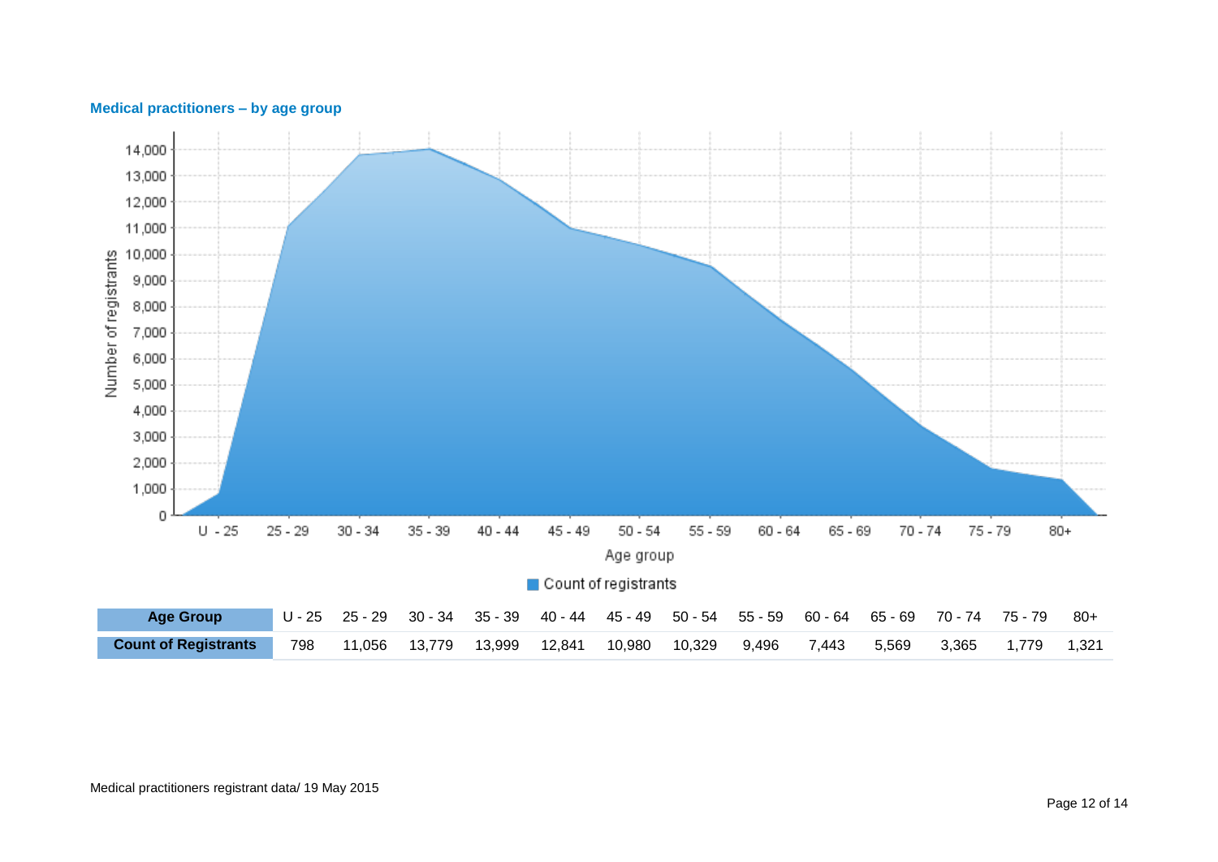## Medical practitioners – by age group

| Age Group | U - 25 | 25 - 29 | 30 - 34 | 35 - 39 | 40 - 44 | 45 - 49 | 50 - 54 | 55 - 59 | 60 - 64 | 65 - 69 | 70 - 74 | 75 - 79 | 80+ |
|---|---|---|---|---|---|---|---|---|---|---|---|---|---|
| Count of Registrants | 798 | 11,056 | 13,779 | 13,999 | 12,841 | 10,980 | 10,329 | 9,496 | 7,443 | 5,569 | 3,365 | 1,779 | 1,321 |

Medical practitioners registrant data/ 19 May 2015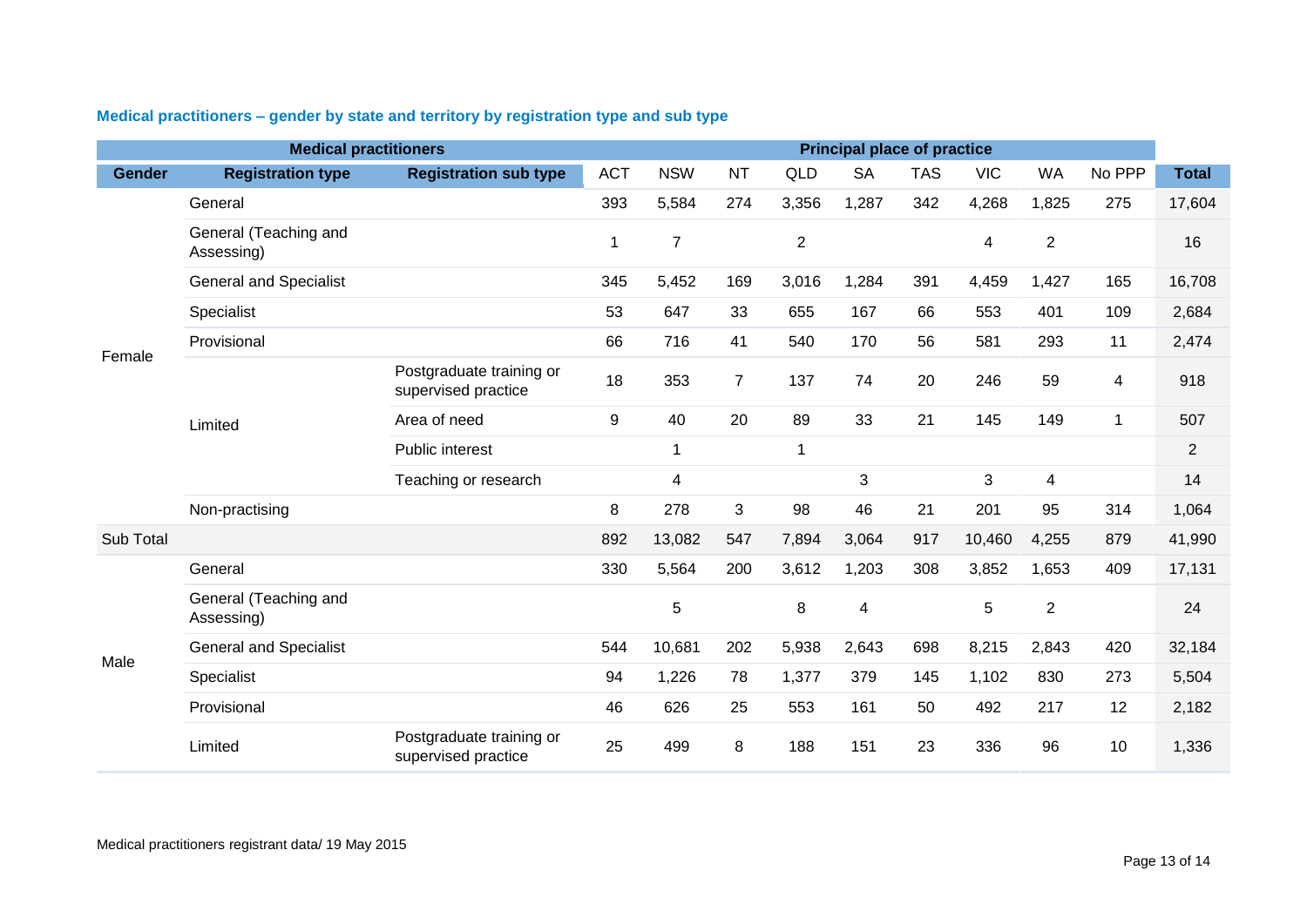### Medical practitioners – gender by state and territory by registration type and sub type

| Medical practitioners | | | Principal place of practice | | | | | | | | | |
|---|---|---|---|---|---|---|---|---|---|---|---|---|
| **Gender** | **Registration type** | **Registration sub type** | ACT | NSW | NT | QLD | SA | TAS | VIC | WA | No PPP | **Total** |
| Female | General | | 393 | 5,584 | 274 | 3,356 | 1,287 | 342 | 4,268 | 1,825 | 275 | 17,604 |
| | General (Teaching and Assessing) | | 1 | 7 | | 2 | | | 4 | 2 | | 16 |
| | General and Specialist | | 345 | 5,452 | 169 | 3,016 | 1,284 | 391 | 4,459 | 1,427 | 165 | 16,708 |
| | Specialist | | 53 | 647 | 33 | 655 | 167 | 66 | 553 | 401 | 109 | 2,684 |
| | Provisional | | 66 | 716 | 41 | 540 | 170 | 56 | 581 | 293 | 11 | 2,474 |
| | Limited | Postgraduate training or supervised practice | 18 | 353 | 7 | 137 | 74 | 20 | 246 | 59 | 4 | 918 |
| | | Area of need | 9 | 40 | 20 | 89 | 33 | 21 | 145 | 149 | 1 | 507 |
| | | Public interest | | 1 | | 1 | | | | | | 2 |
| | | Teaching or research | | 4 | | | 3 | | 3 | 4 | | 14 |
| | Non-practising | | 8 | 278 | 3 | 98 | 46 | 21 | 201 | 95 | 314 | 1,064 |
| Sub Total | | | 892 | 13,082 | 547 | 7,894 | 3,064 | 917 | 10,460 | 4,255 | 879 | 41,990 |
| Male | General | | 330 | 5,564 | 200 | 3,612 | 1,203 | 308 | 3,852 | 1,653 | 409 | 17,131 |
| | General (Teaching and Assessing) | | | 5 | | 8 | 4 | | 5 | 2 | | 24 |
| | General and Specialist | | 544 | 10,681 | 202 | 5,938 | 2,643 | 698 | 8,215 | 2,843 | 420 | 32,184 |
| | Specialist | | 94 | 1,226 | 78 | 1,377 | 379 | 145 | 1,102 | 830 | 273 | 5,504 |
| | Provisional | | 46 | 626 | 25 | 553 | 161 | 50 | 492 | 217 | 12 | 2,182 |
| | Limited | Postgraduate training or supervised practice | 25 | 499 | 8 | 188 | 151 | 23 | 336 | 96 | 10 | 1,336 |

Medical practitioners registrant data/ 19 May 2015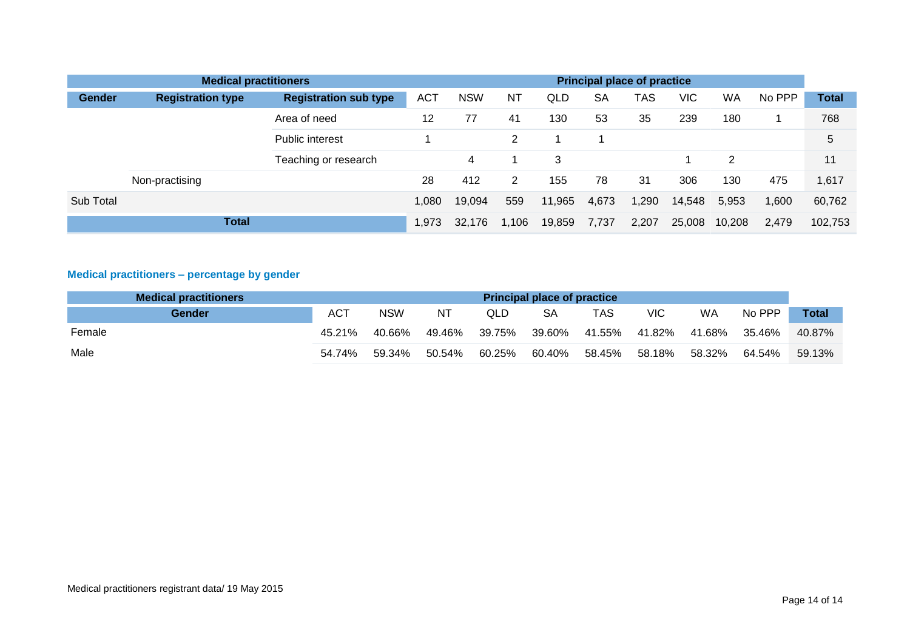| Medical practitioners | | | Principal place of practice | | | | | | | | | |
|---|---|---|---|---|---|---|---|---|---|---|---|---|
| Gender | Registration type | Registration sub type | ACT | NSW | NT | QLD | SA | TAS | VIC | WA | No PPP | Total |
| | | Area of need | 12 | 77 | 41 | 130 | 53 | 35 | 239 | 180 | 1 | 768 |
| | | Public interest | 1 | | 2 | 1 | 1 | | | | | 5 |
| | | Teaching or research | | 4 | 1 | 3 | | | 1 | 2 | | 11 |
| | Non-practising | | 28 | 412 | 2 | 155 | 78 | 31 | 306 | 130 | 475 | 1,617 |
| Sub Total | | | 1,080 | 19,094 | 559 | 11,965 | 4,673 | 1,290 | 14,548 | 5,953 | 1,600 | 60,762 |
| Total | | | 1,973 | 32,176 | 1,106 | 19,859 | 7,737 | 2,207 | 25,008 | 10,208 | 2,479 | 102,753 |

### Medical practitioners – percentage by gender

| Medical practitioners | Principal place of practice | | | | | | | | | |
|---|---|---|---|---|---|---|---|---|---|---|
| Gender | ACT | NSW | NT | QLD | SA | TAS | VIC | WA | No PPP | Total |
| Female | 45.21% | 40.66% | 49.46% | 39.75% | 39.60% | 41.55% | 41.82% | 41.68% | 35.46% | 40.87% |
| Male | 54.74% | 59.34% | 50.54% | 60.25% | 60.40% | 58.45% | 58.18% | 58.32% | 64.54% | 59.13% |

Medical practitioners registrant data/ 19 May 2015